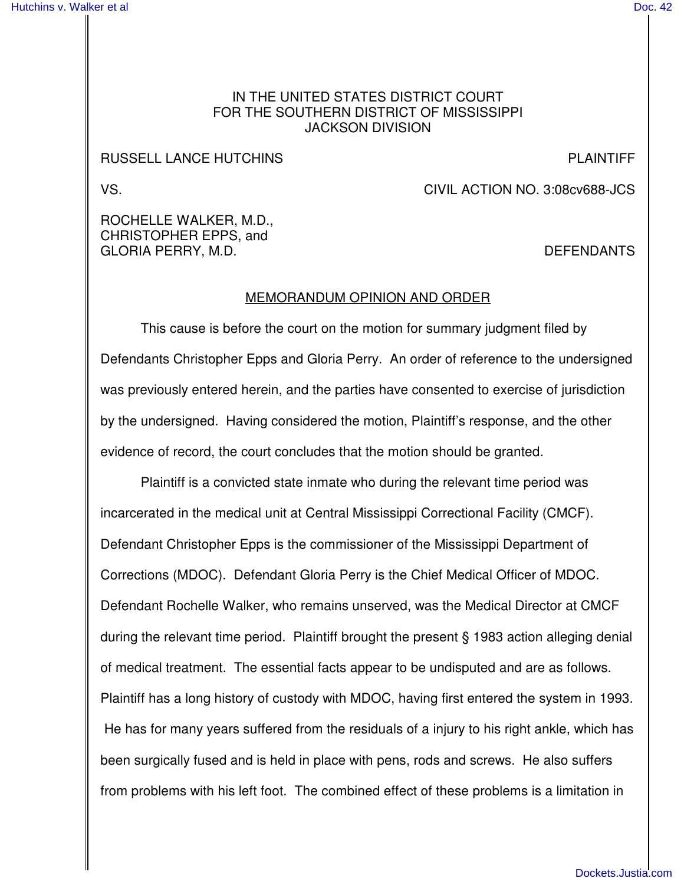IN THE UNITED STATES DISTRICT COURT
FOR THE SOUTHERN DISTRICT OF MISSISSIPPI
JACKSON DIVISION

RUSSELL LANCE HUTCHINS PLAINTIFF

VS. CIVIL ACTION NO. 3:08cv688-JCS

ROCHELLE WALKER, M.D.,
CHRISTOPHER EPPS, and
GLORIA PERRY, M.D. DEFENDANTS

## MEMORANDUM OPINION AND ORDER

This cause is before the court on the motion for summary judgment filed by Defendants Christopher Epps and Gloria Perry. An order of reference to the undersigned was previously entered herein, and the parties have consented to exercise of jurisdiction by the undersigned. Having considered the motion, Plaintiff's response, and the other evidence of record, the court concludes that the motion should be granted.

Plaintiff is a convicted state inmate who during the relevant time period was incarcerated in the medical unit at Central Mississippi Correctional Facility (CMCF). Defendant Christopher Epps is the commissioner of the Mississippi Department of Corrections (MDOC). Defendant Gloria Perry is the Chief Medical Officer of MDOC. Defendant Rochelle Walker, who remains unserved, was the Medical Director at CMCF during the relevant time period. Plaintiff brought the present § 1983 action alleging denial of medical treatment. The essential facts appear to be undisputed and are as follows. Plaintiff has a long history of custody with MDOC, having first entered the system in 1993. He has for many years suffered from the residuals of a injury to his right ankle, which has been surgically fused and is held in place with pens, rods and screws. He also suffers from problems with his left foot. The combined effect of these problems is a limitation in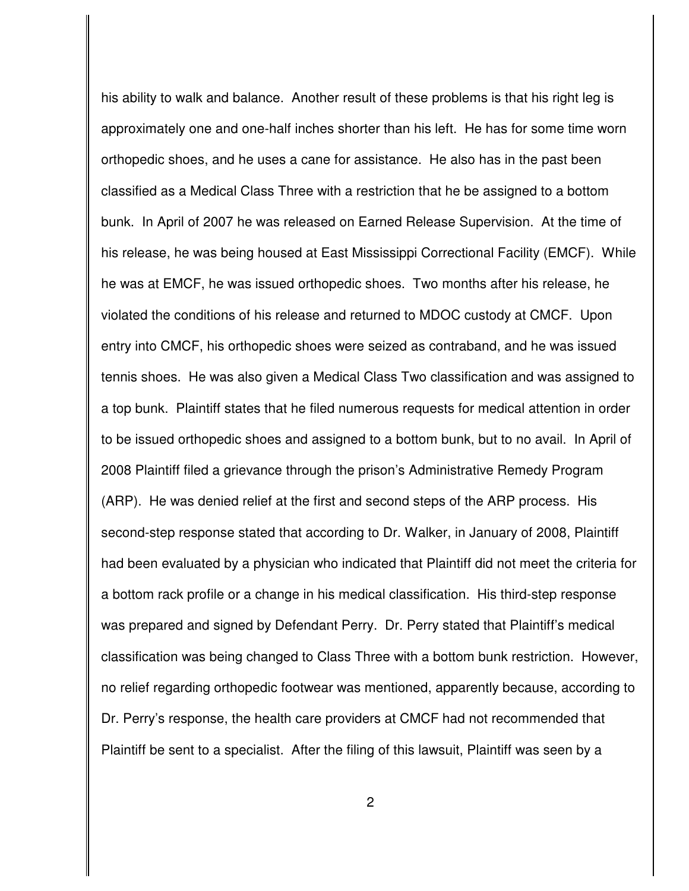his ability to walk and balance. Another result of these problems is that his right leg is approximately one and one-half inches shorter than his left. He has for some time worn orthopedic shoes, and he uses a cane for assistance. He also has in the past been classified as a Medical Class Three with a restriction that he be assigned to a bottom bunk. In April of 2007 he was released on Earned Release Supervision. At the time of his release, he was being housed at East Mississippi Correctional Facility (EMCF). While he was at EMCF, he was issued orthopedic shoes. Two months after his release, he violated the conditions of his release and returned to MDOC custody at CMCF. Upon entry into CMCF, his orthopedic shoes were seized as contraband, and he was issued tennis shoes. He was also given a Medical Class Two classification and was assigned to a top bunk. Plaintiff states that he filed numerous requests for medical attention in order to be issued orthopedic shoes and assigned to a bottom bunk, but to no avail. In April of 2008 Plaintiff filed a grievance through the prison's Administrative Remedy Program (ARP). He was denied relief at the first and second steps of the ARP process. His second-step response stated that according to Dr. Walker, in January of 2008, Plaintiff had been evaluated by a physician who indicated that Plaintiff did not meet the criteria for a bottom rack profile or a change in his medical classification. His third-step response was prepared and signed by Defendant Perry. Dr. Perry stated that Plaintiff's medical classification was being changed to Class Three with a bottom bunk restriction. However, no relief regarding orthopedic footwear was mentioned, apparently because, according to Dr. Perry's response, the health care providers at CMCF had not recommended that Plaintiff be sent to a specialist. After the filing of this lawsuit, Plaintiff was seen by a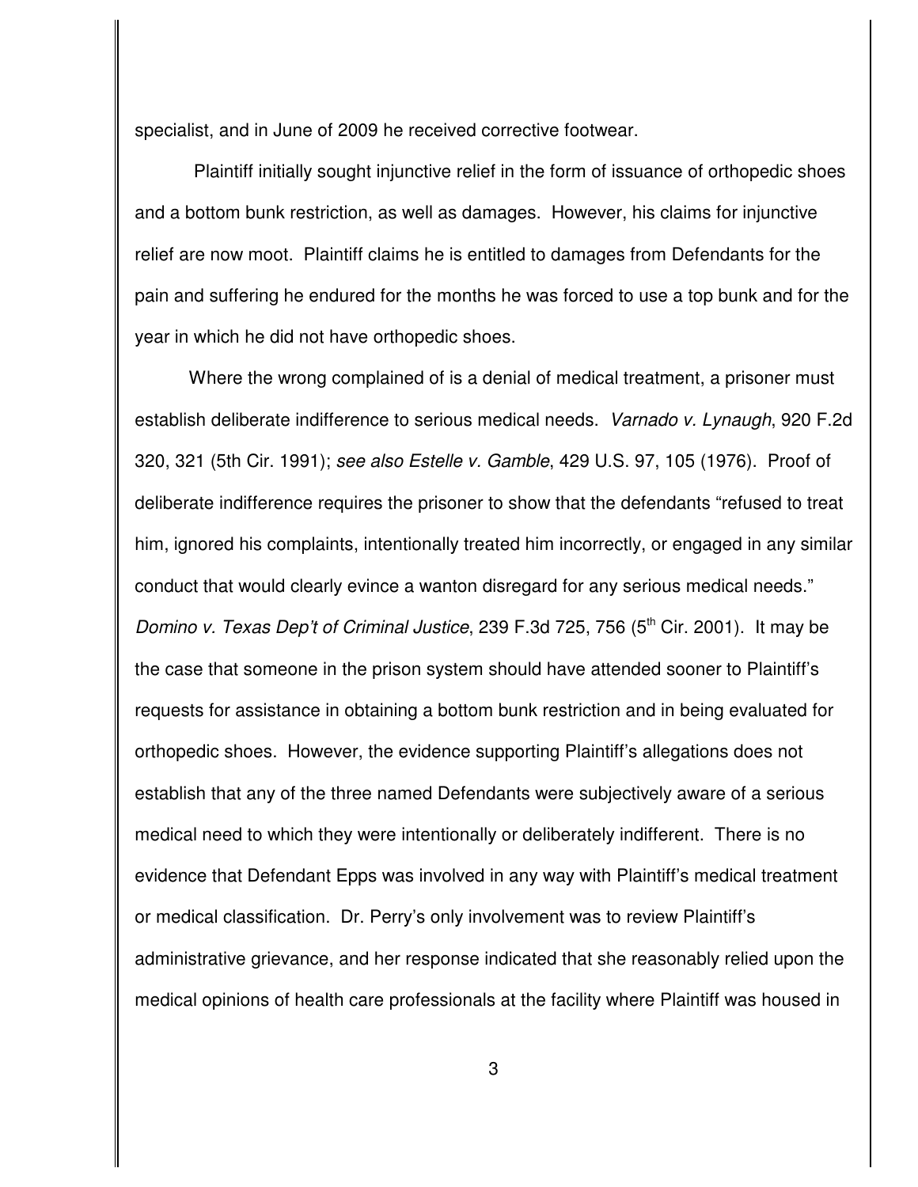specialist, and in June of 2009 he received corrective footwear.

Plaintiff initially sought injunctive relief in the form of issuance of orthopedic shoes and a bottom bunk restriction, as well as damages. However, his claims for injunctive relief are now moot. Plaintiff claims he is entitled to damages from Defendants for the pain and suffering he endured for the months he was forced to use a top bunk and for the year in which he did not have orthopedic shoes.

Where the wrong complained of is a denial of medical treatment, a prisoner must establish deliberate indifference to serious medical needs. *Varnado v. Lynaugh*, 920 F.2d 320, 321 (5th Cir. 1991); *see also Estelle v. Gamble*, 429 U.S. 97, 105 (1976). Proof of deliberate indifference requires the prisoner to show that the defendants "refused to treat him, ignored his complaints, intentionally treated him incorrectly, or engaged in any similar conduct that would clearly evince a wanton disregard for any serious medical needs." *Domino v. Texas Dep't of Criminal Justice*, 239 F.3d 725, 756 (5th Cir. 2001). It may be the case that someone in the prison system should have attended sooner to Plaintiff's requests for assistance in obtaining a bottom bunk restriction and in being evaluated for orthopedic shoes. However, the evidence supporting Plaintiff's allegations does not establish that any of the three named Defendants were subjectively aware of a serious medical need to which they were intentionally or deliberately indifferent. There is no evidence that Defendant Epps was involved in any way with Plaintiff's medical treatment or medical classification. Dr. Perry's only involvement was to review Plaintiff's administrative grievance, and her response indicated that she reasonably relied upon the medical opinions of health care professionals at the facility where Plaintiff was housed in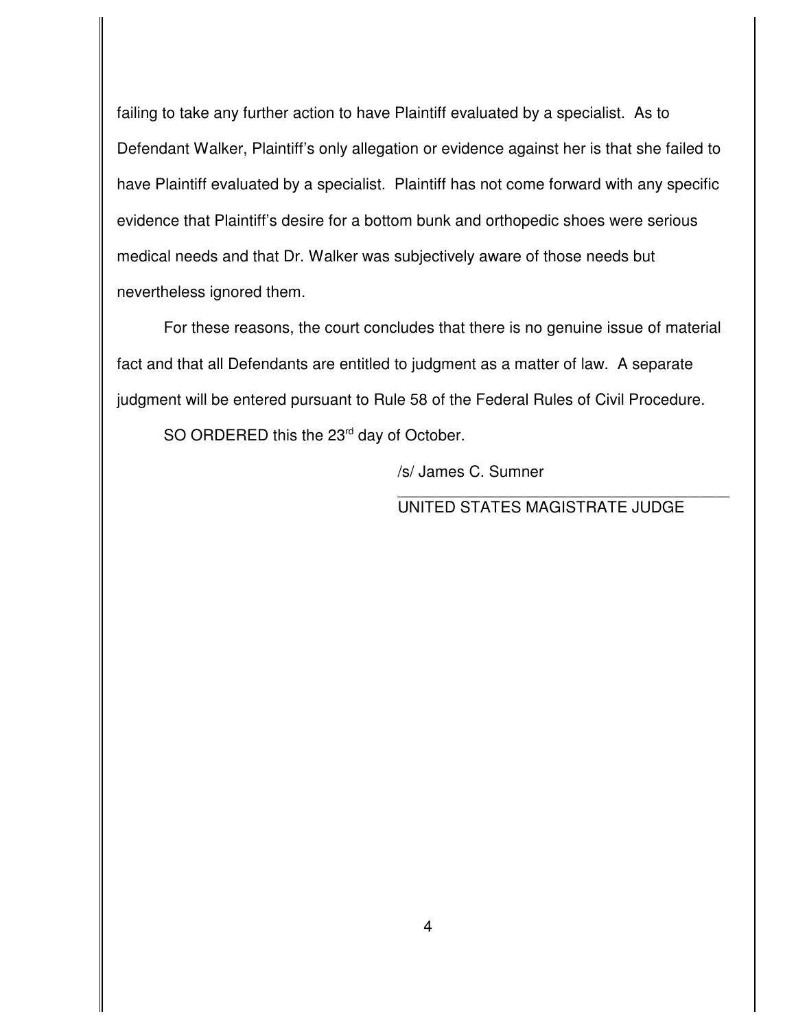failing to take any further action to have Plaintiff evaluated by a specialist. As to Defendant Walker, Plaintiff's only allegation or evidence against her is that she failed to have Plaintiff evaluated by a specialist. Plaintiff has not come forward with any specific evidence that Plaintiff's desire for a bottom bunk and orthopedic shoes were serious medical needs and that Dr. Walker was subjectively aware of those needs but nevertheless ignored them.

For these reasons, the court concludes that there is no genuine issue of material fact and that all Defendants are entitled to judgment as a matter of law. A separate judgment will be entered pursuant to Rule 58 of the Federal Rules of Civil Procedure.

SO ORDERED this the 23rd day of October.

/s/ James C. Sumner

UNITED STATES MAGISTRATE JUDGE